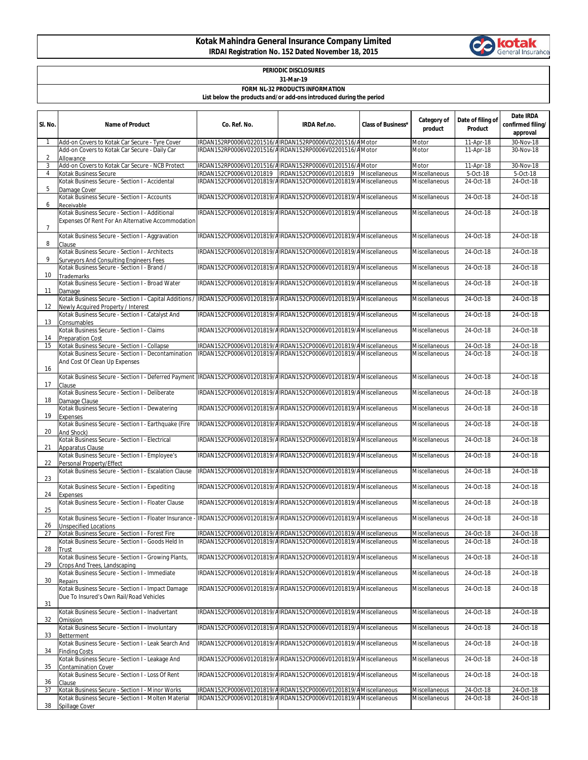# Kotak Mahindra General Insurance Company Limited
**IRDAI Registration No. 152 Dated November 18, 2015**

**PERIODIC DISCLOSURES**

**31-Mar-19**

**FORM NL-32 PRODUCTS INFORMATION**

**List below the products and/or add-ons introduced during the period**

| Sl. No. | Name of Product | Co. Ref. No. | IRDA Ref.no. | Class of Business* | Category of product | Date of filing of Product | Date IRDA confirmed filing/ approval |
|---|---|---|---|---|---|---|---|
| 1 | Add-on Covers to Kotak Car Secure - Tyre Cover | IRDAN152RP0006V02201516/A | IRDAN152RP0006V02201516/A | Motor | Motor | 11-Apr-18 | 30-Nov-18 |
| 2 | Add-on Covers to Kotak Car Secure - Daily Car Allowance | IRDAN152RP0006V02201516/A | IRDAN152RP0006V02201516/A | Motor | Motor | 11-Apr-18 | 30-Nov-18 |
| 3 | Add-on Covers to Kotak Car Secure - NCB Protect | IRDAN152RP0006V01201516/A | IRDAN152RP0006V01201516/A | Motor | Motor | 11-Apr-18 | 30-Nov-18 |
| 4 | Kotak Business Secure | IRDAN152CP0006V01201819 | IRDAN152CP0006V01201819 | Miscellaneous | Miscellaneous | 5-Oct-18 | 5-Oct-18 |
| 5 | Kotak Business Secure - Section I - Accidental Damage Cover | IRDAN152CP0006V01201819/A | IRDAN152CP0006V01201819/A | Miscellaneous | Miscellaneous | 24-Oct-18 | 24-Oct-18 |
| 6 | Kotak Business Secure - Section I - Accounts Receivable | IRDAN152CP0006V01201819/A | IRDAN152CP0006V01201819/A | Miscellaneous | Miscellaneous | 24-Oct-18 | 24-Oct-18 |
| 7 | Kotak Business Secure - Section I - Additional Expenses Of Rent For An Alternative Accommodation | IRDAN152CP0006V01201819/A | IRDAN152CP0006V01201819/A | Miscellaneous | Miscellaneous | 24-Oct-18 | 24-Oct-18 |
| 8 | Kotak Business Secure - Section I - Aggravation Clause | IRDAN152CP0006V01201819/A | IRDAN152CP0006V01201819/A | Miscellaneous | Miscellaneous | 24-Oct-18 | 24-Oct-18 |
| 9 | Kotak Business Secure - Section I - Architects Surveyors And Consulting Engineers Fees | IRDAN152CP0006V01201819/A | IRDAN152CP0006V01201819/A | Miscellaneous | Miscellaneous | 24-Oct-18 | 24-Oct-18 |
| 10 | Kotak Business Secure - Section I - Brand / Trademarks | IRDAN152CP0006V01201819/A | IRDAN152CP0006V01201819/A | Miscellaneous | Miscellaneous | 24-Oct-18 | 24-Oct-18 |
| 11 | Kotak Business Secure - Section I - Broad Water Damage | IRDAN152CP0006V01201819/A | IRDAN152CP0006V01201819/A | Miscellaneous | Miscellaneous | 24-Oct-18 | 24-Oct-18 |
| 12 | Kotak Business Secure - Section I - Capital Additions / Newly Acquired Property / Interest | IRDAN152CP0006V01201819/A | IRDAN152CP0006V01201819/A | Miscellaneous | Miscellaneous | 24-Oct-18 | 24-Oct-18 |
| 13 | Kotak Business Secure - Section I - Catalyst And Consumables | IRDAN152CP0006V01201819/A | IRDAN152CP0006V01201819/A | Miscellaneous | Miscellaneous | 24-Oct-18 | 24-Oct-18 |
| 14 | Kotak Business Secure - Section I - Claims Preparation Cost | IRDAN152CP0006V01201819/A | IRDAN152CP0006V01201819/A | Miscellaneous | Miscellaneous | 24-Oct-18 | 24-Oct-18 |
| 15 | Kotak Business Secure - Section I - Collapse | IRDAN152CP0006V01201819/A | IRDAN152CP0006V01201819/A | Miscellaneous | Miscellaneous | 24-Oct-18 | 24-Oct-18 |
| 16 | Kotak Business Secure - Section I - Decontamination And Cost Of Clean Up Expenses | IRDAN152CP0006V01201819/A | IRDAN152CP0006V01201819/A | Miscellaneous | Miscellaneous | 24-Oct-18 | 24-Oct-18 |
| 17 | Kotak Business Secure - Section I - Deferred Payment Clause | IRDAN152CP0006V01201819/A | IRDAN152CP0006V01201819/A | Miscellaneous | Miscellaneous | 24-Oct-18 | 24-Oct-18 |
| 18 | Kotak Business Secure - Section I - Deliberate Damage Clause | IRDAN152CP0006V01201819/A | IRDAN152CP0006V01201819/A | Miscellaneous | Miscellaneous | 24-Oct-18 | 24-Oct-18 |
| 19 | Kotak Business Secure - Section I - Dewatering Expenses | IRDAN152CP0006V01201819/A | IRDAN152CP0006V01201819/A | Miscellaneous | Miscellaneous | 24-Oct-18 | 24-Oct-18 |
| 20 | Kotak Business Secure - Section I - Earthquake (Fire And Shock) | IRDAN152CP0006V01201819/A | IRDAN152CP0006V01201819/A | Miscellaneous | Miscellaneous | 24-Oct-18 | 24-Oct-18 |
| 21 | Kotak Business Secure - Section I - Electrical Apparatus Clause | IRDAN152CP0006V01201819/A | IRDAN152CP0006V01201819/A | Miscellaneous | Miscellaneous | 24-Oct-18 | 24-Oct-18 |
| 22 | Kotak Business Secure - Section I - Employee's Personal Property/Effect | IRDAN152CP0006V01201819/A | IRDAN152CP0006V01201819/A | Miscellaneous | Miscellaneous | 24-Oct-18 | 24-Oct-18 |
| 23 | Kotak Business Secure - Section I - Escalation Clause | IRDAN152CP0006V01201819/A | IRDAN152CP0006V01201819/A | Miscellaneous | Miscellaneous | 24-Oct-18 | 24-Oct-18 |
| 24 | Kotak Business Secure - Section I - Expediting Expenses | IRDAN152CP0006V01201819/A | IRDAN152CP0006V01201819/A | Miscellaneous | Miscellaneous | 24-Oct-18 | 24-Oct-18 |
| 25 | Kotak Business Secure - Section I - Floater Clause | IRDAN152CP0006V01201819/A | IRDAN152CP0006V01201819/A | Miscellaneous | Miscellaneous | 24-Oct-18 | 24-Oct-18 |
| 26 | Kotak Business Secure - Section I - Floater Insurance - Unspecified Locations | IRDAN152CP0006V01201819/A | IRDAN152CP0006V01201819/A | Miscellaneous | Miscellaneous | 24-Oct-18 | 24-Oct-18 |
| 27 | Kotak Business Secure - Section I - Forest Fire | IRDAN152CP0006V01201819/A | IRDAN152CP0006V01201819/A | Miscellaneous | Miscellaneous | 24-Oct-18 | 24-Oct-18 |
| 28 | Kotak Business Secure - Section I - Goods Held In Trust | IRDAN152CP0006V01201819/A | IRDAN152CP0006V01201819/A | Miscellaneous | Miscellaneous | 24-Oct-18 | 24-Oct-18 |
| 29 | Kotak Business Secure - Section I - Growing Plants, Crops And Trees, Landscaping | IRDAN152CP0006V01201819/A | IRDAN152CP0006V01201819/A | Miscellaneous | Miscellaneous | 24-Oct-18 | 24-Oct-18 |
| 30 | Kotak Business Secure - Section I - Immediate Repairs | IRDAN152CP0006V01201819/A | IRDAN152CP0006V01201819/A | Miscellaneous | Miscellaneous | 24-Oct-18 | 24-Oct-18 |
| 31 | Kotak Business Secure - Section I - Impact Damage Due To Insured's Own Rail/Road Vehicles | IRDAN152CP0006V01201819/A | IRDAN152CP0006V01201819/A | Miscellaneous | Miscellaneous | 24-Oct-18 | 24-Oct-18 |
| 32 | Kotak Business Secure - Section I - Inadvertant Omission | IRDAN152CP0006V01201819/A | IRDAN152CP0006V01201819/A | Miscellaneous | Miscellaneous | 24-Oct-18 | 24-Oct-18 |
| 33 | Kotak Business Secure - Section I - Involuntary Betterment | IRDAN152CP0006V01201819/A | IRDAN152CP0006V01201819/A | Miscellaneous | Miscellaneous | 24-Oct-18 | 24-Oct-18 |
| 34 | Kotak Business Secure - Section I - Leak Search And Finding Costs | IRDAN152CP0006V01201819/A | IRDAN152CP0006V01201819/A | Miscellaneous | Miscellaneous | 24-Oct-18 | 24-Oct-18 |
| 35 | Kotak Business Secure - Section I - Leakage And Contamination Cover | IRDAN152CP0006V01201819/A | IRDAN152CP0006V01201819/A | Miscellaneous | Miscellaneous | 24-Oct-18 | 24-Oct-18 |
| 36 | Kotak Business Secure - Section I - Loss Of Rent Clause | IRDAN152CP0006V01201819/A | IRDAN152CP0006V01201819/A | Miscellaneous | Miscellaneous | 24-Oct-18 | 24-Oct-18 |
| 37 | Kotak Business Secure - Section I - Minor Works | IRDAN152CP0006V01201819/A | IRDAN152CP0006V01201819/A | Miscellaneous | Miscellaneous | 24-Oct-18 | 24-Oct-18 |
| 38 | Kotak Business Secure - Section I - Molten Material Spillage Cover | IRDAN152CP0006V01201819/A | IRDAN152CP0006V01201819/A | Miscellaneous | Miscellaneous | 24-Oct-18 | 24-Oct-18 |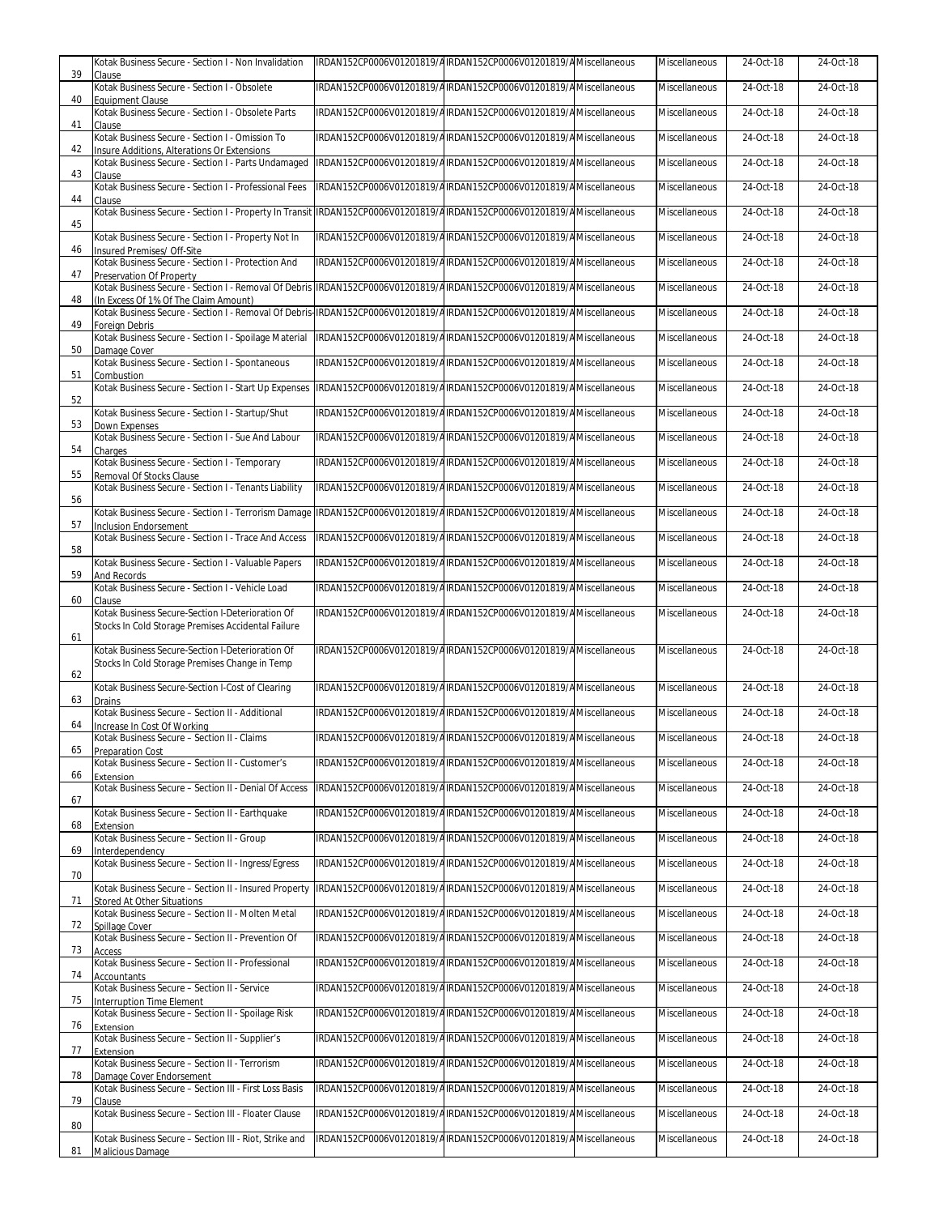| 39 | Kotak Business Secure - Section I - Non Invalidation Clause | IRDAN152CP0006V01201819/A | IRDAN152CP0006V01201819/A | Miscellaneous | Miscellaneous | 24-Oct-18 | 24-Oct-18 |
|---|---|---|---|---|---|---|---|
| 40 | Kotak Business Secure - Section I - Obsolete Equipment Clause | IRDAN152CP0006V01201819/A | IRDAN152CP0006V01201819/A | Miscellaneous | Miscellaneous | 24-Oct-18 | 24-Oct-18 |
| 41 | Kotak Business Secure - Section I - Obsolete Parts Clause | IRDAN152CP0006V01201819/A | IRDAN152CP0006V01201819/A | Miscellaneous | Miscellaneous | 24-Oct-18 | 24-Oct-18 |
| 42 | Kotak Business Secure - Section I - Omission To Insure Additions, Alterations Or Extensions | IRDAN152CP0006V01201819/A | IRDAN152CP0006V01201819/A | Miscellaneous | Miscellaneous | 24-Oct-18 | 24-Oct-18 |
| 43 | Kotak Business Secure - Section I - Parts Undamaged Clause | IRDAN152CP0006V01201819/A | IRDAN152CP0006V01201819/A | Miscellaneous | Miscellaneous | 24-Oct-18 | 24-Oct-18 |
| 44 | Kotak Business Secure - Section I - Professional Fees Clause | IRDAN152CP0006V01201819/A | IRDAN152CP0006V01201819/A | Miscellaneous | Miscellaneous | 24-Oct-18 | 24-Oct-18 |
| 45 | Kotak Business Secure - Section I - Property In Transit | IRDAN152CP0006V01201819/A | IRDAN152CP0006V01201819/A | Miscellaneous | Miscellaneous | 24-Oct-18 | 24-Oct-18 |
| 46 | Kotak Business Secure - Section I - Property Not In Insured Premises/ Off-Site | IRDAN152CP0006V01201819/A | IRDAN152CP0006V01201819/A | Miscellaneous | Miscellaneous | 24-Oct-18 | 24-Oct-18 |
| 47 | Kotak Business Secure - Section I - Protection And Preservation Of Property | IRDAN152CP0006V01201819/A | IRDAN152CP0006V01201819/A | Miscellaneous | Miscellaneous | 24-Oct-18 | 24-Oct-18 |
| 48 | Kotak Business Secure - Section I - Removal Of Debris (In Excess Of 1% Of The Claim Amount) | IRDAN152CP0006V01201819/A | IRDAN152CP0006V01201819/A | Miscellaneous | Miscellaneous | 24-Oct-18 | 24-Oct-18 |
| 49 | Kotak Business Secure - Section I - Removal Of Debris-Foreign Debris | IRDAN152CP0006V01201819/A | IRDAN152CP0006V01201819/A | Miscellaneous | Miscellaneous | 24-Oct-18 | 24-Oct-18 |
| 50 | Kotak Business Secure - Section I - Spoilage Material Damage Cover | IRDAN152CP0006V01201819/A | IRDAN152CP0006V01201819/A | Miscellaneous | Miscellaneous | 24-Oct-18 | 24-Oct-18 |
| 51 | Kotak Business Secure - Section I - Spontaneous Combustion | IRDAN152CP0006V01201819/A | IRDAN152CP0006V01201819/A | Miscellaneous | Miscellaneous | 24-Oct-18 | 24-Oct-18 |
| 52 | Kotak Business Secure - Section I - Start Up Expenses | IRDAN152CP0006V01201819/A | IRDAN152CP0006V01201819/A | Miscellaneous | Miscellaneous | 24-Oct-18 | 24-Oct-18 |
| 53 | Kotak Business Secure - Section I - Startup/Shut Down Expenses | IRDAN152CP0006V01201819/A | IRDAN152CP0006V01201819/A | Miscellaneous | Miscellaneous | 24-Oct-18 | 24-Oct-18 |
| 54 | Kotak Business Secure - Section I - Sue And Labour Charges | IRDAN152CP0006V01201819/A | IRDAN152CP0006V01201819/A | Miscellaneous | Miscellaneous | 24-Oct-18 | 24-Oct-18 |
| 55 | Kotak Business Secure - Section I - Temporary Removal Of Stocks Clause | IRDAN152CP0006V01201819/A | IRDAN152CP0006V01201819/A | Miscellaneous | Miscellaneous | 24-Oct-18 | 24-Oct-18 |
| 56 | Kotak Business Secure - Section I - Tenants Liability | IRDAN152CP0006V01201819/A | IRDAN152CP0006V01201819/A | Miscellaneous | Miscellaneous | 24-Oct-18 | 24-Oct-18 |
| 57 | Kotak Business Secure - Section I - Terrorism Damage Inclusion Endorsement | IRDAN152CP0006V01201819/A | IRDAN152CP0006V01201819/A | Miscellaneous | Miscellaneous | 24-Oct-18 | 24-Oct-18 |
| 58 | Kotak Business Secure - Section I - Trace And Access | IRDAN152CP0006V01201819/A | IRDAN152CP0006V01201819/A | Miscellaneous | Miscellaneous | 24-Oct-18 | 24-Oct-18 |
| 59 | Kotak Business Secure - Section I - Valuable Papers And Records | IRDAN152CP0006V01201819/A | IRDAN152CP0006V01201819/A | Miscellaneous | Miscellaneous | 24-Oct-18 | 24-Oct-18 |
| 60 | Kotak Business Secure - Section I - Vehicle Load Clause | IRDAN152CP0006V01201819/A | IRDAN152CP0006V01201819/A | Miscellaneous | Miscellaneous | 24-Oct-18 | 24-Oct-18 |
| 61 | Kotak Business Secure-Section I-Deterioration Of Stocks In Cold Storage Premises Accidental Failure | IRDAN152CP0006V01201819/A | IRDAN152CP0006V01201819/A | Miscellaneous | Miscellaneous | 24-Oct-18 | 24-Oct-18 |
| 62 | Kotak Business Secure-Section I-Deterioration Of Stocks In Cold Storage Premises Change in Temp | IRDAN152CP0006V01201819/A | IRDAN152CP0006V01201819/A | Miscellaneous | Miscellaneous | 24-Oct-18 | 24-Oct-18 |
| 63 | Kotak Business Secure-Section I-Cost of Clearing Drains | IRDAN152CP0006V01201819/A | IRDAN152CP0006V01201819/A | Miscellaneous | Miscellaneous | 24-Oct-18 | 24-Oct-18 |
| 64 | Kotak Business Secure – Section II - Additional Increase In Cost Of Working | IRDAN152CP0006V01201819/A | IRDAN152CP0006V01201819/A | Miscellaneous | Miscellaneous | 24-Oct-18 | 24-Oct-18 |
| 65 | Kotak Business Secure – Section II - Claims Preparation Cost | IRDAN152CP0006V01201819/A | IRDAN152CP0006V01201819/A | Miscellaneous | Miscellaneous | 24-Oct-18 | 24-Oct-18 |
| 66 | Kotak Business Secure – Section II - Customer's Extension | IRDAN152CP0006V01201819/A | IRDAN152CP0006V01201819/A | Miscellaneous | Miscellaneous | 24-Oct-18 | 24-Oct-18 |
| 67 | Kotak Business Secure – Section II - Denial Of Access | IRDAN152CP0006V01201819/A | IRDAN152CP0006V01201819/A | Miscellaneous | Miscellaneous | 24-Oct-18 | 24-Oct-18 |
| 68 | Kotak Business Secure – Section II - Earthquake Extension | IRDAN152CP0006V01201819/A | IRDAN152CP0006V01201819/A | Miscellaneous | Miscellaneous | 24-Oct-18 | 24-Oct-18 |
| 69 | Kotak Business Secure – Section II - Group Interdependency | IRDAN152CP0006V01201819/A | IRDAN152CP0006V01201819/A | Miscellaneous | Miscellaneous | 24-Oct-18 | 24-Oct-18 |
| 70 | Kotak Business Secure – Section II - Ingress/Egress | IRDAN152CP0006V01201819/A | IRDAN152CP0006V01201819/A | Miscellaneous | Miscellaneous | 24-Oct-18 | 24-Oct-18 |
| 71 | Kotak Business Secure – Section II - Insured Property Stored At Other Situations | IRDAN152CP0006V01201819/A | IRDAN152CP0006V01201819/A | Miscellaneous | Miscellaneous | 24-Oct-18 | 24-Oct-18 |
| 72 | Kotak Business Secure – Section II - Molten Metal Spillage Cover | IRDAN152CP0006V01201819/A | IRDAN152CP0006V01201819/A | Miscellaneous | Miscellaneous | 24-Oct-18 | 24-Oct-18 |
| 73 | Kotak Business Secure – Section II - Prevention Of Access | IRDAN152CP0006V01201819/A | IRDAN152CP0006V01201819/A | Miscellaneous | Miscellaneous | 24-Oct-18 | 24-Oct-18 |
| 74 | Kotak Business Secure – Section II - Professional Accountants | IRDAN152CP0006V01201819/A | IRDAN152CP0006V01201819/A | Miscellaneous | Miscellaneous | 24-Oct-18 | 24-Oct-18 |
| 75 | Kotak Business Secure – Section II - Service Interruption Time Element | IRDAN152CP0006V01201819/A | IRDAN152CP0006V01201819/A | Miscellaneous | Miscellaneous | 24-Oct-18 | 24-Oct-18 |
| 76 | Kotak Business Secure – Section II - Spoilage Risk Extension | IRDAN152CP0006V01201819/A | IRDAN152CP0006V01201819/A | Miscellaneous | Miscellaneous | 24-Oct-18 | 24-Oct-18 |
| 77 | Kotak Business Secure – Section II - Supplier's Extension | IRDAN152CP0006V01201819/A | IRDAN152CP0006V01201819/A | Miscellaneous | Miscellaneous | 24-Oct-18 | 24-Oct-18 |
| 78 | Kotak Business Secure – Section II - Terrorism Damage Cover Endorsement | IRDAN152CP0006V01201819/A | IRDAN152CP0006V01201819/A | Miscellaneous | Miscellaneous | 24-Oct-18 | 24-Oct-18 |
| 79 | Kotak Business Secure – Section III - First Loss Basis Clause | IRDAN152CP0006V01201819/A | IRDAN152CP0006V01201819/A | Miscellaneous | Miscellaneous | 24-Oct-18 | 24-Oct-18 |
| 80 | Kotak Business Secure – Section III - Floater Clause | IRDAN152CP0006V01201819/A | IRDAN152CP0006V01201819/A | Miscellaneous | Miscellaneous | 24-Oct-18 | 24-Oct-18 |
| 81 | Kotak Business Secure – Section III - Riot, Strike and Malicious Damage | IRDAN152CP0006V01201819/A | IRDAN152CP0006V01201819/A | Miscellaneous | Miscellaneous | 24-Oct-18 | 24-Oct-18 |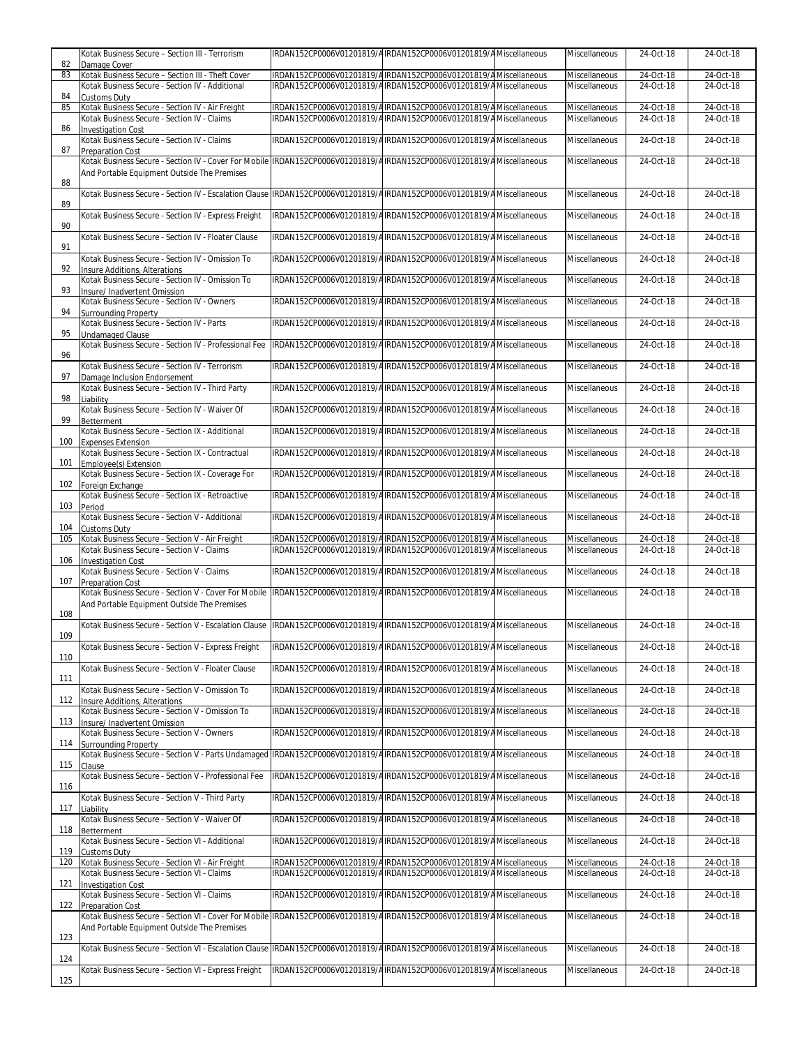| | | | | | | | |
|---|---|---|---|---|---|---|---|
| 82 | Kotak Business Secure – Section III - Terrorism Damage Cover | IRDAN152CP0006V01201819/A | IRDAN152CP0006V01201819/A | Miscellaneous | Miscellaneous | 24-Oct-18 | 24-Oct-18 |
| 83 | Kotak Business Secure – Section III - Theft Cover | IRDAN152CP0006V01201819/A | IRDAN152CP0006V01201819/A | Miscellaneous | Miscellaneous | 24-Oct-18 | 24-Oct-18 |
| 84 | Kotak Business Secure - Section IV - Additional Customs Duty | IRDAN152CP0006V01201819/A | IRDAN152CP0006V01201819/A | Miscellaneous | Miscellaneous | 24-Oct-18 | 24-Oct-18 |
| 85 | Kotak Business Secure - Section IV - Air Freight | IRDAN152CP0006V01201819/A | IRDAN152CP0006V01201819/A | Miscellaneous | Miscellaneous | 24-Oct-18 | 24-Oct-18 |
| 86 | Kotak Business Secure - Section IV - Claims Investigation Cost | IRDAN152CP0006V01201819/A | IRDAN152CP0006V01201819/A | Miscellaneous | Miscellaneous | 24-Oct-18 | 24-Oct-18 |
| 87 | Kotak Business Secure - Section IV - Claims Preparation Cost | IRDAN152CP0006V01201819/A | IRDAN152CP0006V01201819/A | Miscellaneous | Miscellaneous | 24-Oct-18 | 24-Oct-18 |
| 88 | Kotak Business Secure - Section IV - Cover For Mobile And Portable Equipment Outside The Premises | IRDAN152CP0006V01201819/A | IRDAN152CP0006V01201819/A | Miscellaneous | Miscellaneous | 24-Oct-18 | 24-Oct-18 |
| 89 | Kotak Business Secure - Section IV - Escalation Clause | IRDAN152CP0006V01201819/A | IRDAN152CP0006V01201819/A | Miscellaneous | Miscellaneous | 24-Oct-18 | 24-Oct-18 |
| 90 | Kotak Business Secure - Section IV - Express Freight | IRDAN152CP0006V01201819/A | IRDAN152CP0006V01201819/A | Miscellaneous | Miscellaneous | 24-Oct-18 | 24-Oct-18 |
| 91 | Kotak Business Secure - Section IV - Floater Clause | IRDAN152CP0006V01201819/A | IRDAN152CP0006V01201819/A | Miscellaneous | Miscellaneous | 24-Oct-18 | 24-Oct-18 |
| 92 | Kotak Business Secure - Section IV - Omission To Insure Additions, Alterations | IRDAN152CP0006V01201819/A | IRDAN152CP0006V01201819/A | Miscellaneous | Miscellaneous | 24-Oct-18 | 24-Oct-18 |
| 93 | Kotak Business Secure - Section IV - Omission To Insure/ Inadvertent Omission | IRDAN152CP0006V01201819/A | IRDAN152CP0006V01201819/A | Miscellaneous | Miscellaneous | 24-Oct-18 | 24-Oct-18 |
| 94 | Kotak Business Secure - Section IV - Owners Surrounding Property | IRDAN152CP0006V01201819/A | IRDAN152CP0006V01201819/A | Miscellaneous | Miscellaneous | 24-Oct-18 | 24-Oct-18 |
| 95 | Kotak Business Secure - Section IV - Parts Undamaged Clause | IRDAN152CP0006V01201819/A | IRDAN152CP0006V01201819/A | Miscellaneous | Miscellaneous | 24-Oct-18 | 24-Oct-18 |
| 96 | Kotak Business Secure - Section IV - Professional Fee | IRDAN152CP0006V01201819/A | IRDAN152CP0006V01201819/A | Miscellaneous | Miscellaneous | 24-Oct-18 | 24-Oct-18 |
| 97 | Kotak Business Secure - Section IV - Terrorism Damage Inclusion Endorsement | IRDAN152CP0006V01201819/A | IRDAN152CP0006V01201819/A | Miscellaneous | Miscellaneous | 24-Oct-18 | 24-Oct-18 |
| 98 | Kotak Business Secure - Section IV - Third Party Liability | IRDAN152CP0006V01201819/A | IRDAN152CP0006V01201819/A | Miscellaneous | Miscellaneous | 24-Oct-18 | 24-Oct-18 |
| 99 | Kotak Business Secure - Section IV - Waiver Of Betterment | IRDAN152CP0006V01201819/A | IRDAN152CP0006V01201819/A | Miscellaneous | Miscellaneous | 24-Oct-18 | 24-Oct-18 |
| 100 | Kotak Business Secure - Section IX - Additional Expenses Extension | IRDAN152CP0006V01201819/A | IRDAN152CP0006V01201819/A | Miscellaneous | Miscellaneous | 24-Oct-18 | 24-Oct-18 |
| 101 | Kotak Business Secure - Section IX - Contractual Employee(s) Extension | IRDAN152CP0006V01201819/A | IRDAN152CP0006V01201819/A | Miscellaneous | Miscellaneous | 24-Oct-18 | 24-Oct-18 |
| 102 | Kotak Business Secure - Section IX - Coverage For Foreign Exchange | IRDAN152CP0006V01201819/A | IRDAN152CP0006V01201819/A | Miscellaneous | Miscellaneous | 24-Oct-18 | 24-Oct-18 |
| 103 | Kotak Business Secure - Section IX - Retroactive Period | IRDAN152CP0006V01201819/A | IRDAN152CP0006V01201819/A | Miscellaneous | Miscellaneous | 24-Oct-18 | 24-Oct-18 |
| 104 | Kotak Business Secure - Section V - Additional Customs Duty | IRDAN152CP0006V01201819/A | IRDAN152CP0006V01201819/A | Miscellaneous | Miscellaneous | 24-Oct-18 | 24-Oct-18 |
| 105 | Kotak Business Secure - Section V - Air Freight | IRDAN152CP0006V01201819/A | IRDAN152CP0006V01201819/A | Miscellaneous | Miscellaneous | 24-Oct-18 | 24-Oct-18 |
| 106 | Kotak Business Secure - Section V - Claims Investigation Cost | IRDAN152CP0006V01201819/A | IRDAN152CP0006V01201819/A | Miscellaneous | Miscellaneous | 24-Oct-18 | 24-Oct-18 |
| 107 | Kotak Business Secure - Section V - Claims Preparation Cost | IRDAN152CP0006V01201819/A | IRDAN152CP0006V01201819/A | Miscellaneous | Miscellaneous | 24-Oct-18 | 24-Oct-18 |
| 108 | Kotak Business Secure - Section V - Cover For Mobile And Portable Equipment Outside The Premises | IRDAN152CP0006V01201819/A | IRDAN152CP0006V01201819/A | Miscellaneous | Miscellaneous | 24-Oct-18 | 24-Oct-18 |
| 109 | Kotak Business Secure - Section V - Escalation Clause | IRDAN152CP0006V01201819/A | IRDAN152CP0006V01201819/A | Miscellaneous | Miscellaneous | 24-Oct-18 | 24-Oct-18 |
| 110 | Kotak Business Secure - Section V - Express Freight | IRDAN152CP0006V01201819/A | IRDAN152CP0006V01201819/A | Miscellaneous | Miscellaneous | 24-Oct-18 | 24-Oct-18 |
| 111 | Kotak Business Secure - Section V - Floater Clause | IRDAN152CP0006V01201819/A | IRDAN152CP0006V01201819/A | Miscellaneous | Miscellaneous | 24-Oct-18 | 24-Oct-18 |
| 112 | Kotak Business Secure - Section V - Omission To Insure Additions, Alterations | IRDAN152CP0006V01201819/A | IRDAN152CP0006V01201819/A | Miscellaneous | Miscellaneous | 24-Oct-18 | 24-Oct-18 |
| 113 | Kotak Business Secure - Section V - Omission To Insure/ Inadvertent Omission | IRDAN152CP0006V01201819/A | IRDAN152CP0006V01201819/A | Miscellaneous | Miscellaneous | 24-Oct-18 | 24-Oct-18 |
| 114 | Kotak Business Secure - Section V - Owners Surrounding Property | IRDAN152CP0006V01201819/A | IRDAN152CP0006V01201819/A | Miscellaneous | Miscellaneous | 24-Oct-18 | 24-Oct-18 |
| 115 | Kotak Business Secure - Section V - Parts Undamaged Clause | IRDAN152CP0006V01201819/A | IRDAN152CP0006V01201819/A | Miscellaneous | Miscellaneous | 24-Oct-18 | 24-Oct-18 |
| 116 | Kotak Business Secure - Section V - Professional Fee | IRDAN152CP0006V01201819/A | IRDAN152CP0006V01201819/A | Miscellaneous | Miscellaneous | 24-Oct-18 | 24-Oct-18 |
| 117 | Kotak Business Secure - Section V - Third Party Liability | IRDAN152CP0006V01201819/A | IRDAN152CP0006V01201819/A | Miscellaneous | Miscellaneous | 24-Oct-18 | 24-Oct-18 |
| 118 | Kotak Business Secure - Section V - Waiver Of Betterment | IRDAN152CP0006V01201819/A | IRDAN152CP0006V01201819/A | Miscellaneous | Miscellaneous | 24-Oct-18 | 24-Oct-18 |
| 119 | Kotak Business Secure - Section VI - Additional Customs Duty | IRDAN152CP0006V01201819/A | IRDAN152CP0006V01201819/A | Miscellaneous | Miscellaneous | 24-Oct-18 | 24-Oct-18 |
| 120 | Kotak Business Secure - Section VI - Air Freight | IRDAN152CP0006V01201819/A | IRDAN152CP0006V01201819/A | Miscellaneous | Miscellaneous | 24-Oct-18 | 24-Oct-18 |
| 121 | Kotak Business Secure - Section VI - Claims Investigation Cost | IRDAN152CP0006V01201819/A | IRDAN152CP0006V01201819/A | Miscellaneous | Miscellaneous | 24-Oct-18 | 24-Oct-18 |
| 122 | Kotak Business Secure - Section VI - Claims Preparation Cost | IRDAN152CP0006V01201819/A | IRDAN152CP0006V01201819/A | Miscellaneous | Miscellaneous | 24-Oct-18 | 24-Oct-18 |
| 123 | Kotak Business Secure - Section VI - Cover For Mobile And Portable Equipment Outside The Premises | IRDAN152CP0006V01201819/A | IRDAN152CP0006V01201819/A | Miscellaneous | Miscellaneous | 24-Oct-18 | 24-Oct-18 |
| 124 | Kotak Business Secure - Section VI - Escalation Clause | IRDAN152CP0006V01201819/A | IRDAN152CP0006V01201819/A | Miscellaneous | Miscellaneous | 24-Oct-18 | 24-Oct-18 |
| 125 | Kotak Business Secure - Section VI - Express Freight | IRDAN152CP0006V01201819/A | IRDAN152CP0006V01201819/A | Miscellaneous | Miscellaneous | 24-Oct-18 | 24-Oct-18 |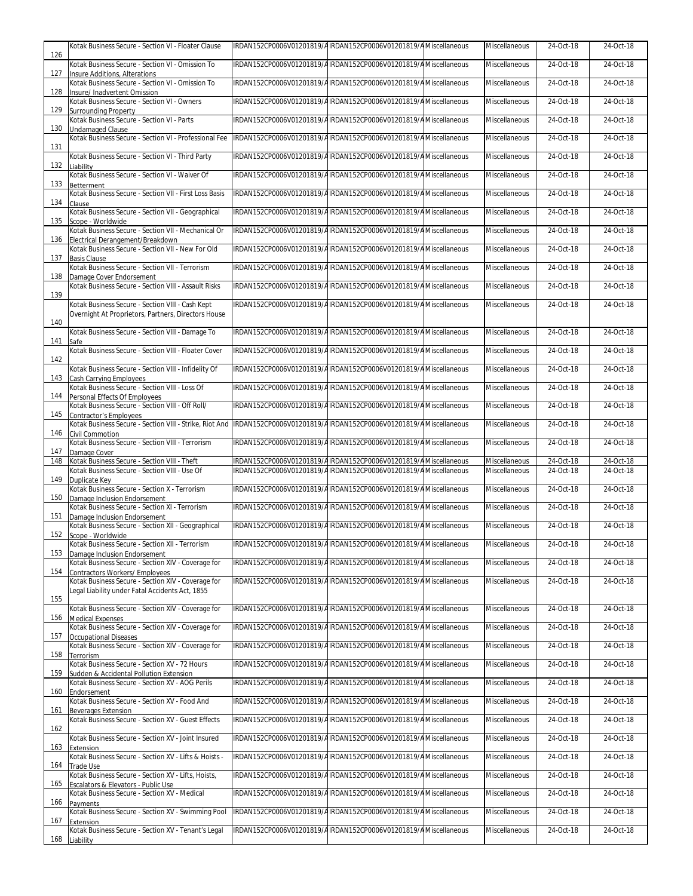| | | | | | | | |
|---|---|---|---|---|---|---|---|
| 126 | Kotak Business Secure - Section VI - Floater Clause | IRDAN152CP0006V01201819/A | IRDAN152CP0006V01201819/A | Miscellaneous | Miscellaneous | 24-Oct-18 | 24-Oct-18 |
| 127 | Kotak Business Secure - Section VI - Omission To Insure Additions, Alterations | IRDAN152CP0006V01201819/A | IRDAN152CP0006V01201819/A | Miscellaneous | Miscellaneous | 24-Oct-18 | 24-Oct-18 |
| 128 | Kotak Business Secure - Section VI - Omission To Insure/ Inadvertent Omission | IRDAN152CP0006V01201819/A | IRDAN152CP0006V01201819/A | Miscellaneous | Miscellaneous | 24-Oct-18 | 24-Oct-18 |
| 129 | Kotak Business Secure - Section VI - Owners Surrounding Property | IRDAN152CP0006V01201819/A | IRDAN152CP0006V01201819/A | Miscellaneous | Miscellaneous | 24-Oct-18 | 24-Oct-18 |
| 130 | Kotak Business Secure - Section VI - Parts Undamaged Clause | IRDAN152CP0006V01201819/A | IRDAN152CP0006V01201819/A | Miscellaneous | Miscellaneous | 24-Oct-18 | 24-Oct-18 |
| 131 | Kotak Business Secure - Section VI - Professional Fee | IRDAN152CP0006V01201819/A | IRDAN152CP0006V01201819/A | Miscellaneous | Miscellaneous | 24-Oct-18 | 24-Oct-18 |
| 132 | Kotak Business Secure - Section VI - Third Party Liability | IRDAN152CP0006V01201819/A | IRDAN152CP0006V01201819/A | Miscellaneous | Miscellaneous | 24-Oct-18 | 24-Oct-18 |
| 133 | Kotak Business Secure - Section VI - Waiver Of Betterment | IRDAN152CP0006V01201819/A | IRDAN152CP0006V01201819/A | Miscellaneous | Miscellaneous | 24-Oct-18 | 24-Oct-18 |
| 134 | Kotak Business Secure - Section VII - First Loss Basis Clause | IRDAN152CP0006V01201819/A | IRDAN152CP0006V01201819/A | Miscellaneous | Miscellaneous | 24-Oct-18 | 24-Oct-18 |
| 135 | Kotak Business Secure - Section VII - Geographical Scope - Worldwide | IRDAN152CP0006V01201819/A | IRDAN152CP0006V01201819/A | Miscellaneous | Miscellaneous | 24-Oct-18 | 24-Oct-18 |
| 136 | Kotak Business Secure - Section VII - Mechanical Or Electrical Derangement/Breakdown | IRDAN152CP0006V01201819/A | IRDAN152CP0006V01201819/A | Miscellaneous | Miscellaneous | 24-Oct-18 | 24-Oct-18 |
| 137 | Kotak Business Secure - Section VII - New For Old Basis Clause | IRDAN152CP0006V01201819/A | IRDAN152CP0006V01201819/A | Miscellaneous | Miscellaneous | 24-Oct-18 | 24-Oct-18 |
| 138 | Kotak Business Secure - Section VII - Terrorism Damage Cover Endorsement | IRDAN152CP0006V01201819/A | IRDAN152CP0006V01201819/A | Miscellaneous | Miscellaneous | 24-Oct-18 | 24-Oct-18 |
| 139 | Kotak Business Secure - Section VIII - Assault Risks | IRDAN152CP0006V01201819/A | IRDAN152CP0006V01201819/A | Miscellaneous | Miscellaneous | 24-Oct-18 | 24-Oct-18 |
| 140 | Kotak Business Secure - Section VIII - Cash Kept Overnight At Proprietors, Partners, Directors House | IRDAN152CP0006V01201819/A | IRDAN152CP0006V01201819/A | Miscellaneous | Miscellaneous | 24-Oct-18 | 24-Oct-18 |
| 141 | Kotak Business Secure - Section VIII - Damage To Safe | IRDAN152CP0006V01201819/A | IRDAN152CP0006V01201819/A | Miscellaneous | Miscellaneous | 24-Oct-18 | 24-Oct-18 |
| 142 | Kotak Business Secure - Section VIII - Floater Cover | IRDAN152CP0006V01201819/A | IRDAN152CP0006V01201819/A | Miscellaneous | Miscellaneous | 24-Oct-18 | 24-Oct-18 |
| 143 | Kotak Business Secure - Section VIII - Infidelity Of Cash Carrying Employees | IRDAN152CP0006V01201819/A | IRDAN152CP0006V01201819/A | Miscellaneous | Miscellaneous | 24-Oct-18 | 24-Oct-18 |
| 144 | Kotak Business Secure - Section VIII - Loss Of Personal Effects Of Employees | IRDAN152CP0006V01201819/A | IRDAN152CP0006V01201819/A | Miscellaneous | Miscellaneous | 24-Oct-18 | 24-Oct-18 |
| 145 | Kotak Business Secure - Section VIII - Off Roll/ Contractor's Employees | IRDAN152CP0006V01201819/A | IRDAN152CP0006V01201819/A | Miscellaneous | Miscellaneous | 24-Oct-18 | 24-Oct-18 |
| 146 | Kotak Business Secure - Section VIII - Strike, Riot And Civil Commotion | IRDAN152CP0006V01201819/A | IRDAN152CP0006V01201819/A | Miscellaneous | Miscellaneous | 24-Oct-18 | 24-Oct-18 |
| 147 | Kotak Business Secure - Section VIII - Terrorism Damage Cover | IRDAN152CP0006V01201819/A | IRDAN152CP0006V01201819/A | Miscellaneous | Miscellaneous | 24-Oct-18 | 24-Oct-18 |
| 148 | Kotak Business Secure - Section VIII - Theft | IRDAN152CP0006V01201819/A | IRDAN152CP0006V01201819/A | Miscellaneous | Miscellaneous | 24-Oct-18 | 24-Oct-18 |
| 149 | Kotak Business Secure - Section VIII - Use Of Duplicate Key | IRDAN152CP0006V01201819/A | IRDAN152CP0006V01201819/A | Miscellaneous | Miscellaneous | 24-Oct-18 | 24-Oct-18 |
| 150 | Kotak Business Secure - Section X - Terrorism Damage Inclusion Endorsement | IRDAN152CP0006V01201819/A | IRDAN152CP0006V01201819/A | Miscellaneous | Miscellaneous | 24-Oct-18 | 24-Oct-18 |
| 151 | Kotak Business Secure - Section XI - Terrorism Damage Inclusion Endorsement | IRDAN152CP0006V01201819/A | IRDAN152CP0006V01201819/A | Miscellaneous | Miscellaneous | 24-Oct-18 | 24-Oct-18 |
| 152 | Kotak Business Secure - Section XII - Geographical Scope - Worldwide | IRDAN152CP0006V01201819/A | IRDAN152CP0006V01201819/A | Miscellaneous | Miscellaneous | 24-Oct-18 | 24-Oct-18 |
| 153 | Kotak Business Secure - Section XII - Terrorism Damage Inclusion Endorsement | IRDAN152CP0006V01201819/A | IRDAN152CP0006V01201819/A | Miscellaneous | Miscellaneous | 24-Oct-18 | 24-Oct-18 |
| 154 | Kotak Business Secure - Section XIV - Coverage for Contractors Workers/ Employees | IRDAN152CP0006V01201819/A | IRDAN152CP0006V01201819/A | Miscellaneous | Miscellaneous | 24-Oct-18 | 24-Oct-18 |
| 155 | Kotak Business Secure - Section XIV - Coverage for Legal Liability under Fatal Accidents Act, 1855 | IRDAN152CP0006V01201819/A | IRDAN152CP0006V01201819/A | Miscellaneous | Miscellaneous | 24-Oct-18 | 24-Oct-18 |
| 156 | Kotak Business Secure - Section XIV - Coverage for Medical Expenses | IRDAN152CP0006V01201819/A | IRDAN152CP0006V01201819/A | Miscellaneous | Miscellaneous | 24-Oct-18 | 24-Oct-18 |
| 157 | Kotak Business Secure - Section XIV - Coverage for Occupational Diseases | IRDAN152CP0006V01201819/A | IRDAN152CP0006V01201819/A | Miscellaneous | Miscellaneous | 24-Oct-18 | 24-Oct-18 |
| 158 | Kotak Business Secure - Section XIV - Coverage for Terrorism | IRDAN152CP0006V01201819/A | IRDAN152CP0006V01201819/A | Miscellaneous | Miscellaneous | 24-Oct-18 | 24-Oct-18 |
| 159 | Kotak Business Secure - Section XV - 72 Hours Sudden & Accidental Pollution Extension | IRDAN152CP0006V01201819/A | IRDAN152CP0006V01201819/A | Miscellaneous | Miscellaneous | 24-Oct-18 | 24-Oct-18 |
| 160 | Kotak Business Secure - Section XV - AOG Perils Endorsement | IRDAN152CP0006V01201819/A | IRDAN152CP0006V01201819/A | Miscellaneous | Miscellaneous | 24-Oct-18 | 24-Oct-18 |
| 161 | Kotak Business Secure - Section XV - Food And Beverages Extension | IRDAN152CP0006V01201819/A | IRDAN152CP0006V01201819/A | Miscellaneous | Miscellaneous | 24-Oct-18 | 24-Oct-18 |
| 162 | Kotak Business Secure - Section XV - Guest Effects | IRDAN152CP0006V01201819/A | IRDAN152CP0006V01201819/A | Miscellaneous | Miscellaneous | 24-Oct-18 | 24-Oct-18 |
| 163 | Kotak Business Secure - Section XV - Joint Insured Extension | IRDAN152CP0006V01201819/A | IRDAN152CP0006V01201819/A | Miscellaneous | Miscellaneous | 24-Oct-18 | 24-Oct-18 |
| 164 | Kotak Business Secure - Section XV - Lifts & Hoists - Trade Use | IRDAN152CP0006V01201819/A | IRDAN152CP0006V01201819/A | Miscellaneous | Miscellaneous | 24-Oct-18 | 24-Oct-18 |
| 165 | Kotak Business Secure - Section XV - Lifts, Hoists, Escalators & Elevators - Public Use | IRDAN152CP0006V01201819/A | IRDAN152CP0006V01201819/A | Miscellaneous | Miscellaneous | 24-Oct-18 | 24-Oct-18 |
| 166 | Kotak Business Secure - Section XV - Medical Payments | IRDAN152CP0006V01201819/A | IRDAN152CP0006V01201819/A | Miscellaneous | Miscellaneous | 24-Oct-18 | 24-Oct-18 |
| 167 | Kotak Business Secure - Section XV - Swimming Pool Extension | IRDAN152CP0006V01201819/A | IRDAN152CP0006V01201819/A | Miscellaneous | Miscellaneous | 24-Oct-18 | 24-Oct-18 |
| 168 | Kotak Business Secure - Section XV - Tenant's Legal Liability | IRDAN152CP0006V01201819/A | IRDAN152CP0006V01201819/A | Miscellaneous | Miscellaneous | 24-Oct-18 | 24-Oct-18 |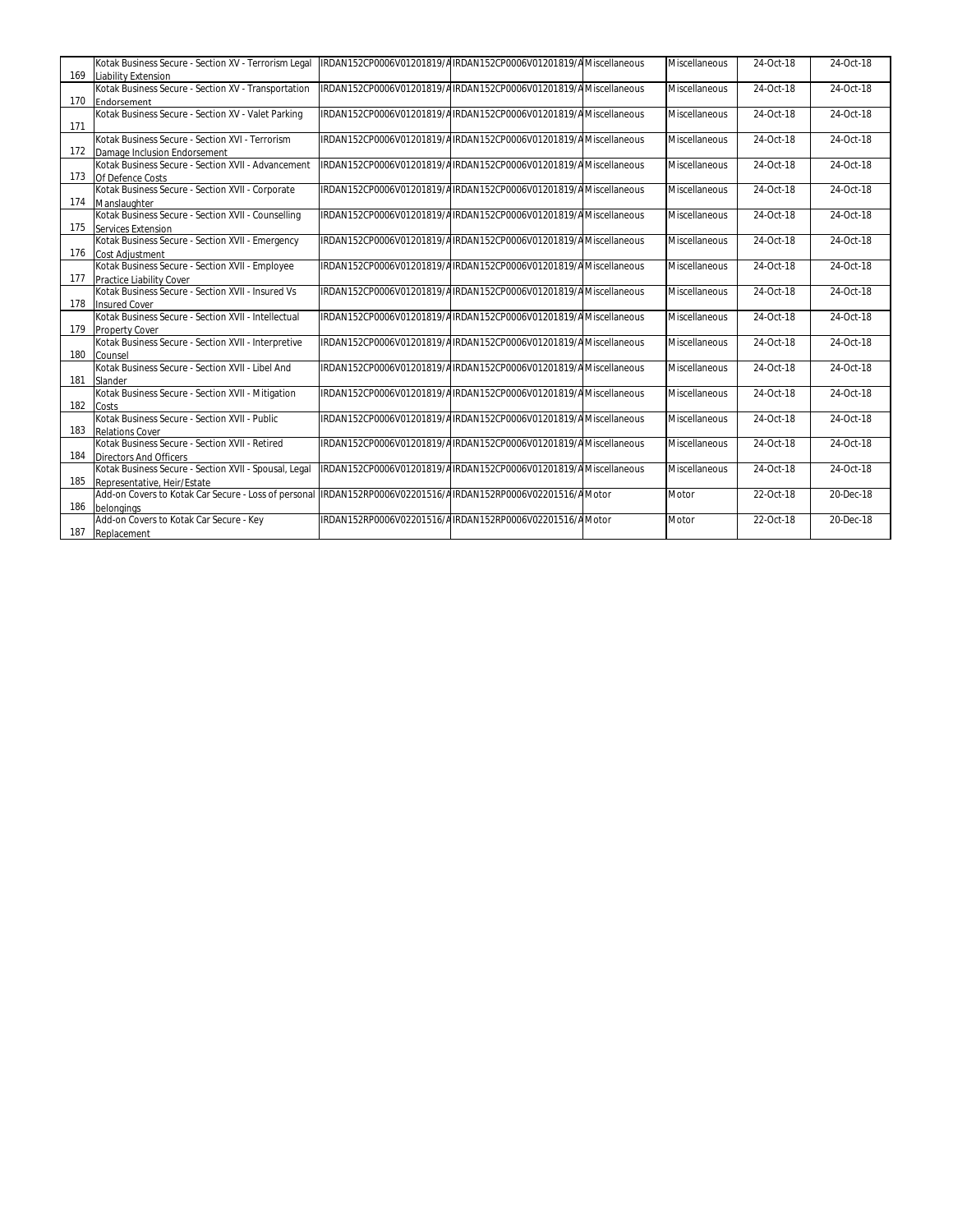| | | | | | | | |
|---|---|---|---|---|---|---|---|
| 169 | Kotak Business Secure - Section XV - Terrorism Legal Liability Extension | IRDAN152CP0006V01201819/A | IRDAN152CP0006V01201819/A | Miscellaneous | Miscellaneous | 24-Oct-18 | 24-Oct-18 |
| 170 | Kotak Business Secure - Section XV - Transportation Endorsement | IRDAN152CP0006V01201819/A | IRDAN152CP0006V01201819/A | Miscellaneous | Miscellaneous | 24-Oct-18 | 24-Oct-18 |
| 171 | Kotak Business Secure - Section XV - Valet Parking | IRDAN152CP0006V01201819/A | IRDAN152CP0006V01201819/A | Miscellaneous | Miscellaneous | 24-Oct-18 | 24-Oct-18 |
| 172 | Kotak Business Secure - Section XVI - Terrorism Damage Inclusion Endorsement | IRDAN152CP0006V01201819/A | IRDAN152CP0006V01201819/A | Miscellaneous | Miscellaneous | 24-Oct-18 | 24-Oct-18 |
| 173 | Kotak Business Secure - Section XVII - Advancement Of Defence Costs | IRDAN152CP0006V01201819/A | IRDAN152CP0006V01201819/A | Miscellaneous | Miscellaneous | 24-Oct-18 | 24-Oct-18 |
| 174 | Kotak Business Secure - Section XVII - Corporate Manslaughter | IRDAN152CP0006V01201819/A | IRDAN152CP0006V01201819/A | Miscellaneous | Miscellaneous | 24-Oct-18 | 24-Oct-18 |
| 175 | Kotak Business Secure - Section XVII - Counselling Services Extension | IRDAN152CP0006V01201819/A | IRDAN152CP0006V01201819/A | Miscellaneous | Miscellaneous | 24-Oct-18 | 24-Oct-18 |
| 176 | Kotak Business Secure - Section XVII - Emergency Cost Adjustment | IRDAN152CP0006V01201819/A | IRDAN152CP0006V01201819/A | Miscellaneous | Miscellaneous | 24-Oct-18 | 24-Oct-18 |
| 177 | Kotak Business Secure - Section XVII - Employee Practice Liability Cover | IRDAN152CP0006V01201819/A | IRDAN152CP0006V01201819/A | Miscellaneous | Miscellaneous | 24-Oct-18 | 24-Oct-18 |
| 178 | Kotak Business Secure - Section XVII - Insured Vs Insured Cover | IRDAN152CP0006V01201819/A | IRDAN152CP0006V01201819/A | Miscellaneous | Miscellaneous | 24-Oct-18 | 24-Oct-18 |
| 179 | Kotak Business Secure - Section XVII - Intellectual Property Cover | IRDAN152CP0006V01201819/A | IRDAN152CP0006V01201819/A | Miscellaneous | Miscellaneous | 24-Oct-18 | 24-Oct-18 |
| 180 | Kotak Business Secure - Section XVII - Interpretive Counsel | IRDAN152CP0006V01201819/A | IRDAN152CP0006V01201819/A | Miscellaneous | Miscellaneous | 24-Oct-18 | 24-Oct-18 |
| 181 | Kotak Business Secure - Section XVII - Libel And Slander | IRDAN152CP0006V01201819/A | IRDAN152CP0006V01201819/A | Miscellaneous | Miscellaneous | 24-Oct-18 | 24-Oct-18 |
| 182 | Kotak Business Secure - Section XVII - Mitigation Costs | IRDAN152CP0006V01201819/A | IRDAN152CP0006V01201819/A | Miscellaneous | Miscellaneous | 24-Oct-18 | 24-Oct-18 |
| 183 | Kotak Business Secure - Section XVII - Public Relations Cover | IRDAN152CP0006V01201819/A | IRDAN152CP0006V01201819/A | Miscellaneous | Miscellaneous | 24-Oct-18 | 24-Oct-18 |
| 184 | Kotak Business Secure - Section XVII - Retired Directors And Officers | IRDAN152CP0006V01201819/A | IRDAN152CP0006V01201819/A | Miscellaneous | Miscellaneous | 24-Oct-18 | 24-Oct-18 |
| 185 | Kotak Business Secure - Section XVII - Spousal, Legal Representative, Heir/Estate | IRDAN152CP0006V01201819/A | IRDAN152CP0006V01201819/A | Miscellaneous | Miscellaneous | 24-Oct-18 | 24-Oct-18 |
| 186 | Add-on Covers to Kotak Car Secure - Loss of personal belongings | IRDAN152RP0006V02201516/A | IRDAN152RP0006V02201516/A | Motor | Motor | 22-Oct-18 | 20-Dec-18 |
| 187 | Add-on Covers to Kotak Car Secure - Key Replacement | IRDAN152RP0006V02201516/A | IRDAN152RP0006V02201516/A | Motor | Motor | 22-Oct-18 | 20-Dec-18 |